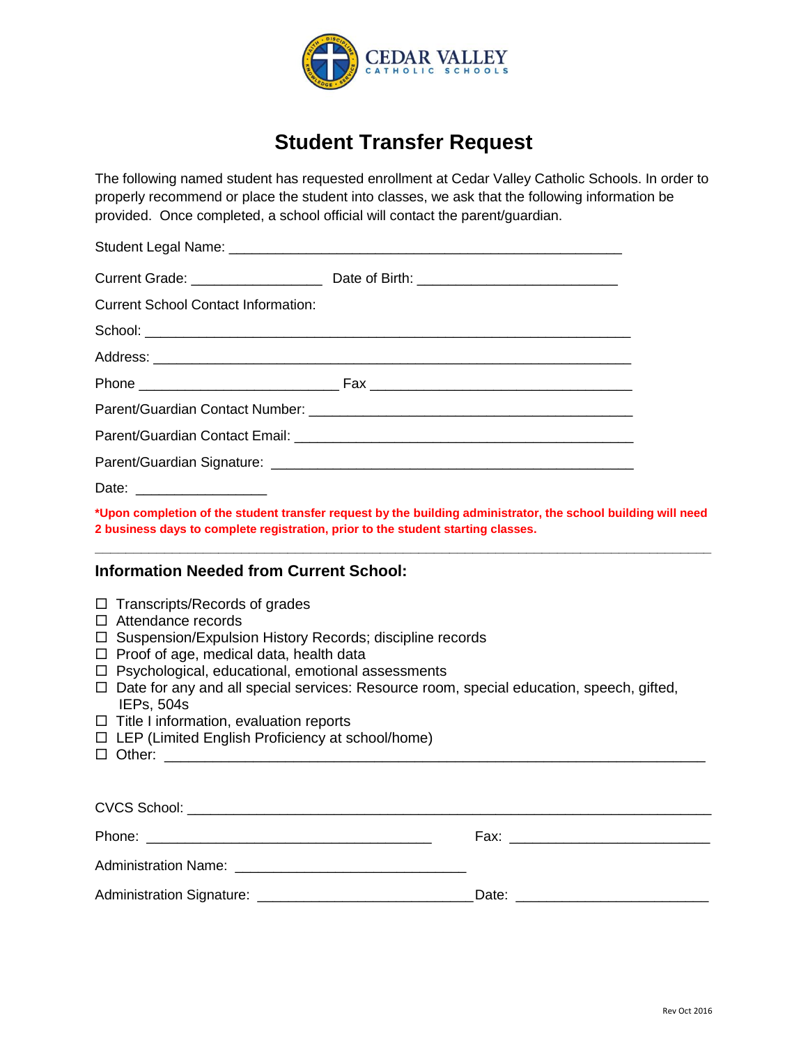CEDAR VALLEY
CATHOLIC SCHOOLS

# Student Transfer Request

The following named student has requested enrollment at Cedar Valley Catholic Schools. In order to properly recommend or place the student into classes, we ask that the following information be provided. Once completed, a school official will contact the parent/guardian.

Student Legal Name: ____________________________________________________

Current Grade: _________________ Date of Birth: __________________________

Current School Contact Information:

School: ________________________________________________________________

Address: _______________________________________________________________

Phone __________________________ Fax __________________________________

Parent/Guardian Contact Number: __________________________________________

Parent/Guardian Contact Email: ___________________________________________

Parent/Guardian Signature: _______________________________________________

Date: _________________

**\*Upon completion of the student transfer request by the building administrator, the school building will need 2 business days to complete registration, prior to the student starting classes.**

---

## Information Needed from Current School:

- ☐ Transcripts/Records of grades
- ☐ Attendance records
- ☐ Suspension/Expulsion History Records; discipline records
- ☐ Proof of age, medical data, health data
- ☐ Psychological, educational, emotional assessments
- ☐ Date for any and all special services: Resource room, special education, speech, gifted, IEPs, 504s
- ☐ Title I information, evaluation reports
- ☐ LEP (Limited English Proficiency at school/home)
- ☐ Other: ______________________________________________________________________

CVCS School: ____________________________________________________________________

Phone: _____________________________________ Fax: __________________________

Administration Name: ______________________________

Administration Signature: ____________________________Date: _______________________

Rev Oct 2016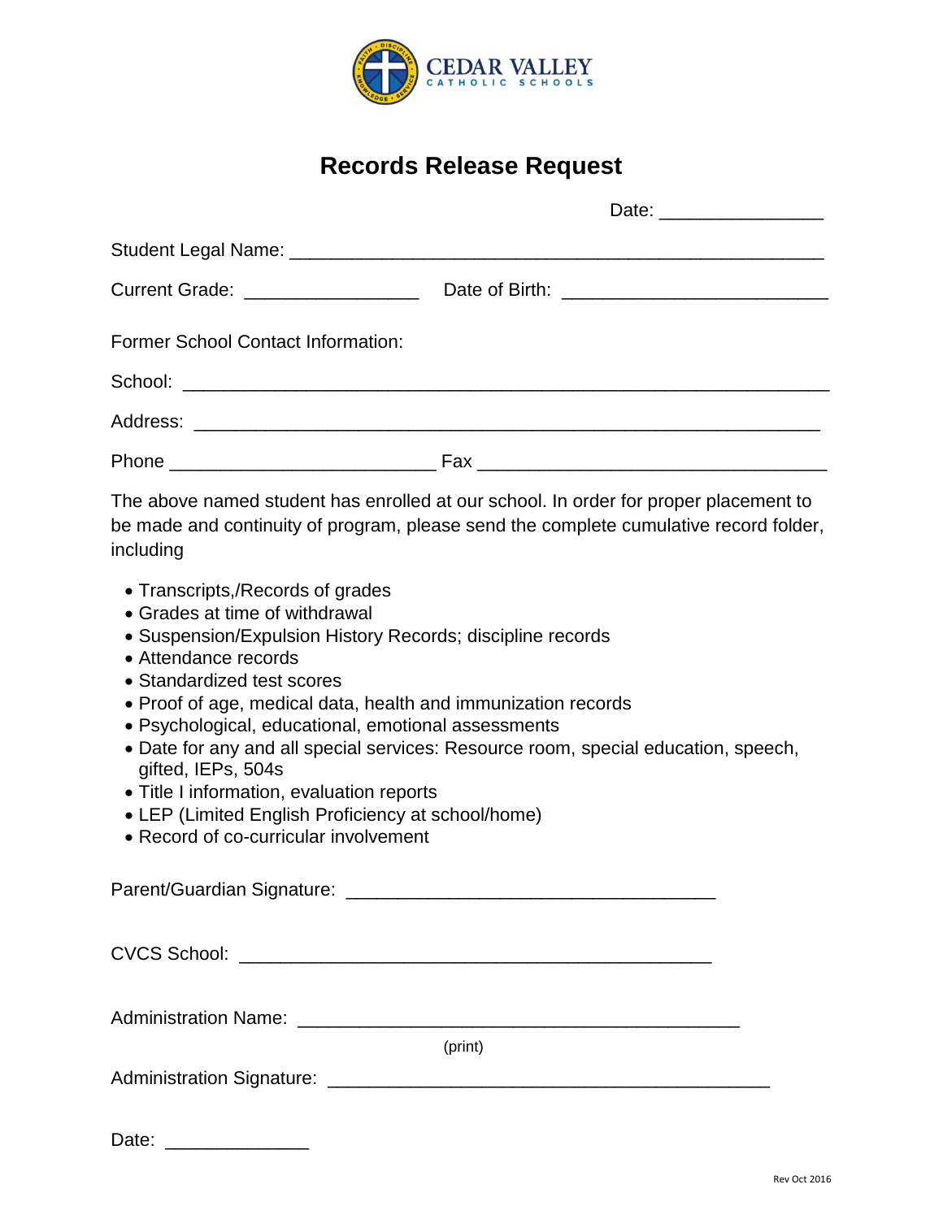CEDAR VALLEY CATHOLIC SCHOOLS

# Records Release Request

Date: _______________

Student Legal Name: _______________________________________________

Current Grade: ________________ Date of Birth: ________________________

Former School Contact Information:

School: __________________________________________________________

Address: ________________________________________________________

Phone ________________________ Fax ________________________________

The above named student has enrolled at our school. In order for proper placement to be made and continuity of program, please send the complete cumulative record folder, including

- Transcripts,/Records of grades
- Grades at time of withdrawal
- Suspension/Expulsion History Records; discipline records
- Attendance records
- Standardized test scores
- Proof of age, medical data, health and immunization records
- Psychological, educational, emotional assessments
- Date for any and all special services: Resource room, special education, speech, gifted, IEPs, 504s
- Title I information, evaluation reports
- LEP (Limited English Proficiency at school/home)
- Record of co-curricular involvement

Parent/Guardian Signature: __________________________________

CVCS School: ___________________________________________

Administration Name: ________________________________________
(print)

Administration Signature: ____________________________________

Date: _____________

Rev Oct 2016